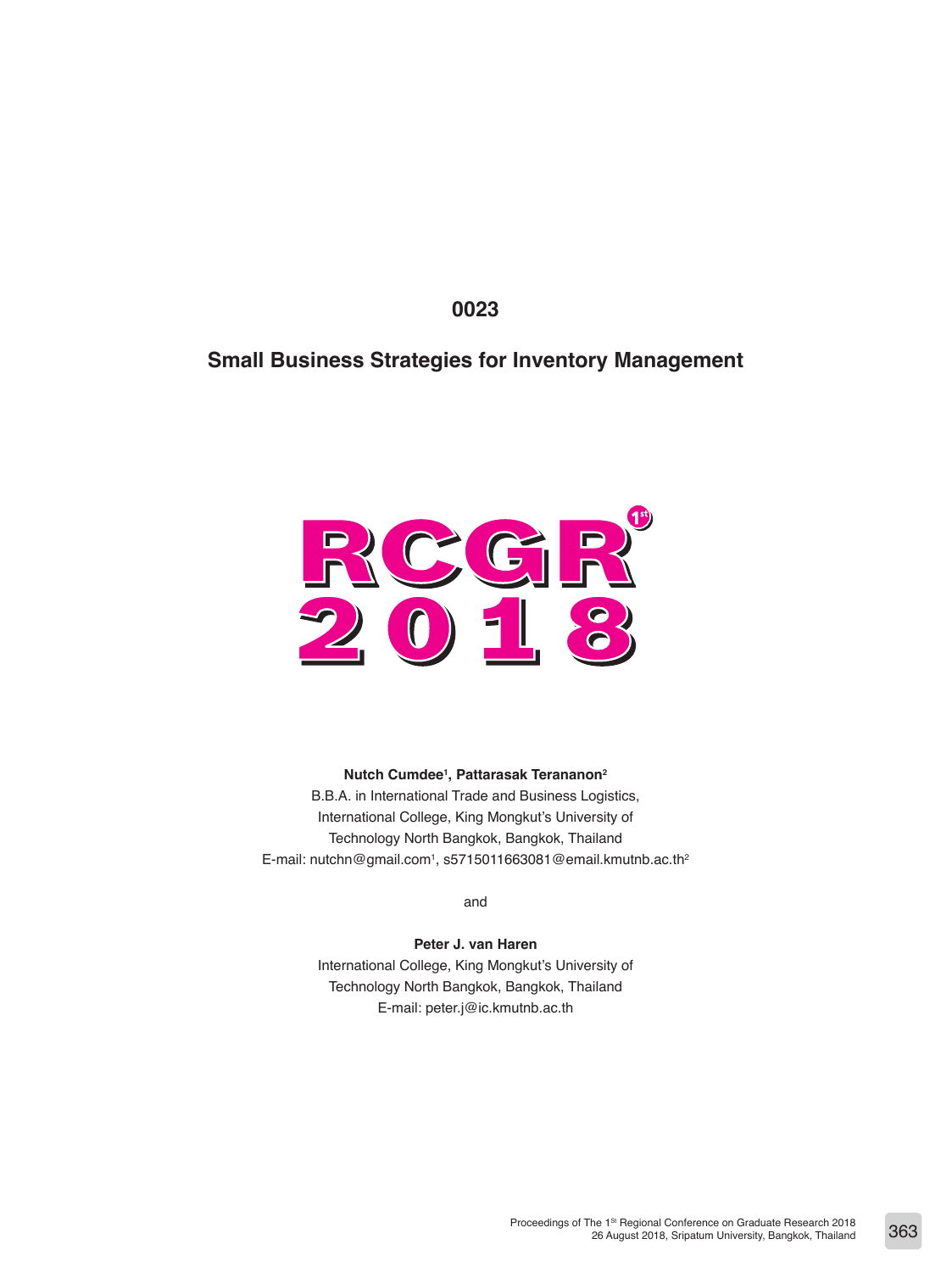**0023**

# Small Business Strategies for Inventory Management

RCGR 1st 2018

**Nutch Cumdee[1], Pattarasak Terananon[2]**
B.B.A. in International Trade and Business Logistics,
International College, King Mongkut's University of
Technology North Bangkok, Bangkok, Thailand
E-mail: nutchn@gmail.com[1], s5715011663081@email.kmutnb.ac.th[2]

and

**Peter J. van Haren**
International College, King Mongkut's University of
Technology North Bangkok, Bangkok, Thailand
E-mail: peter.j@ic.kmutnb.ac.th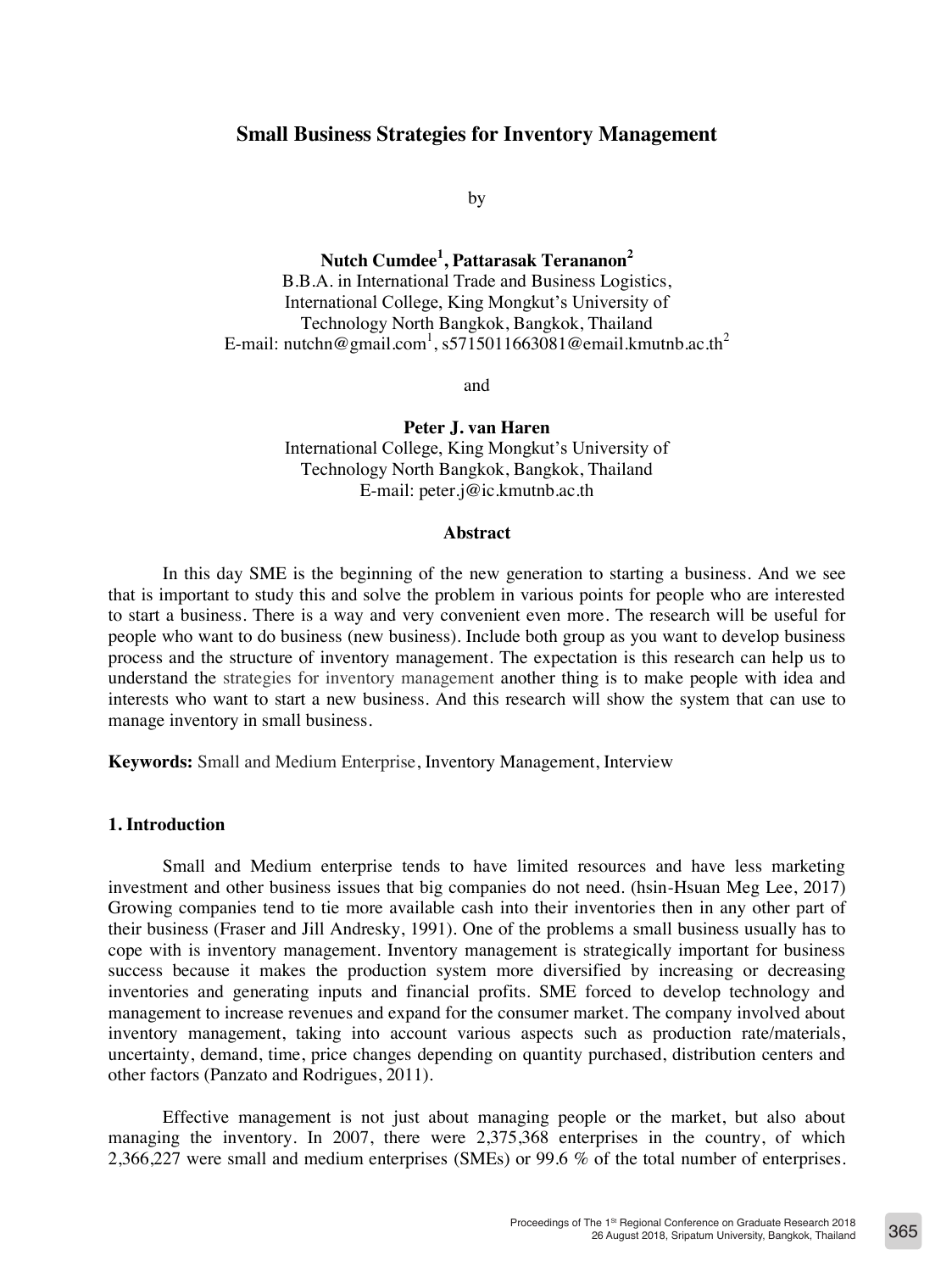# Small Business Strategies for Inventory Management

by

**Nutch Cumdee[1], Pattarasak Terananon[2]**
B.B.A. in International Trade and Business Logistics,
International College, King Mongkut's University of
Technology North Bangkok, Bangkok, Thailand
E-mail: nutchn@gmail.com[1], s5715011663081@email.kmutnb.ac.th[2]

and

**Peter J. van Haren**
International College, King Mongkut's University of
Technology North Bangkok, Bangkok, Thailand
E-mail: peter.j@ic.kmutnb.ac.th

## Abstract

In this day SME is the beginning of the new generation to starting a business. And we see that is important to study this and solve the problem in various points for people who are interested to start a business. There is a way and very convenient even more. The research will be useful for people who want to do business (new business). Include both group as you want to develop business process and the structure of inventory management. The expectation is this research can help us to understand the strategies for inventory management another thing is to make people with idea and interests who want to start a new business. And this research will show the system that can use to manage inventory in small business.

**Keywords:** Small and Medium Enterprise, Inventory Management, Interview

## 1. Introduction

Small and Medium enterprise tends to have limited resources and have less marketing investment and other business issues that big companies do not need. (hsin-Hsuan Meg Lee, 2017) Growing companies tend to tie more available cash into their inventories then in any other part of their business (Fraser and Jill Andresky, 1991). One of the problems a small business usually has to cope with is inventory management. Inventory management is strategically important for business success because it makes the production system more diversified by increasing or decreasing inventories and generating inputs and financial profits. SME forced to develop technology and management to increase revenues and expand for the consumer market. The company involved about inventory management, taking into account various aspects such as production rate/materials, uncertainty, demand, time, price changes depending on quantity purchased, distribution centers and other factors (Panzato and Rodrigues, 2011).

Effective management is not just about managing people or the market, but also about managing the inventory. In 2007, there were 2,375,368 enterprises in the country, of which 2,366,227 were small and medium enterprises (SMEs) or 99.6 % of the total number of enterprises.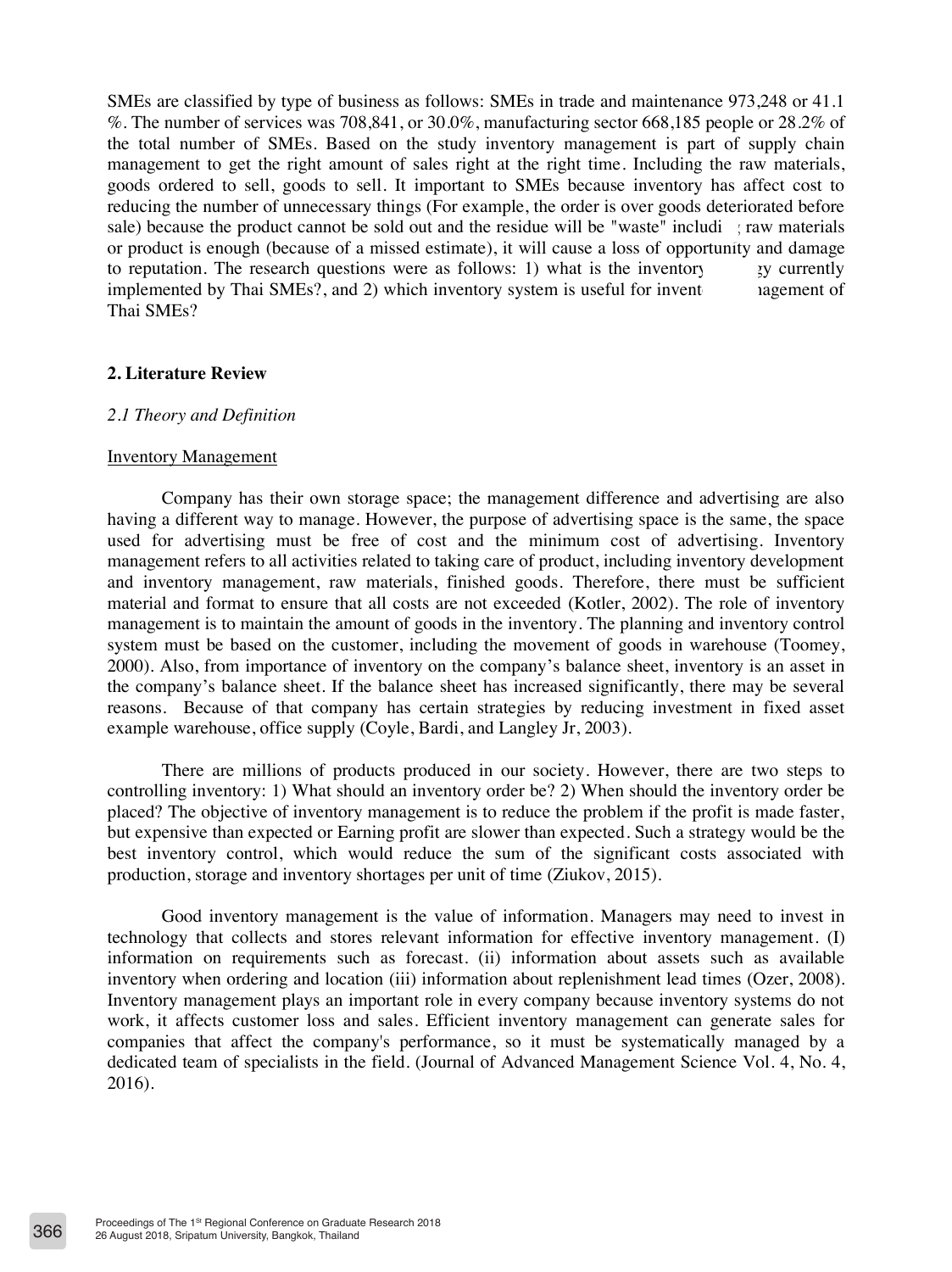SMEs are classified by type of business as follows: SMEs in trade and maintenance 973,248 or 41.1 %. The number of services was 708,841, or 30.0%, manufacturing sector 668,185 people or 28.2% of the total number of SMEs. Based on the study inventory management is part of supply chain management to get the right amount of sales right at the right time. Including the raw materials, goods ordered to sell, goods to sell. It important to SMEs because inventory has affect cost to reducing the number of unnecessary things (For example, the order is over goods deteriorated before sale) because the product cannot be sold out and the residue will be "waste" includi ; raw materials or product is enough (because of a missed estimate), it will cause a loss of opportunity and damage to reputation. The research questions were as follows: 1) what is the inventory gy currently implemented by Thai SMEs?, and 2) which inventory system is useful for invent nagement of Thai SMEs?

## 2. Literature Review

### *2.1 Theory and Definition*

Inventory Management

Company has their own storage space; the management difference and advertising are also having a different way to manage. However, the purpose of advertising space is the same, the space used for advertising must be free of cost and the minimum cost of advertising. Inventory management refers to all activities related to taking care of product, including inventory development and inventory management, raw materials, finished goods. Therefore, there must be sufficient material and format to ensure that all costs are not exceeded (Kotler, 2002). The role of inventory management is to maintain the amount of goods in the inventory. The planning and inventory control system must be based on the customer, including the movement of goods in warehouse (Toomey, 2000). Also, from importance of inventory on the company's balance sheet, inventory is an asset in the company's balance sheet. If the balance sheet has increased significantly, there may be several reasons. Because of that company has certain strategies by reducing investment in fixed asset example warehouse, office supply (Coyle, Bardi, and Langley Jr, 2003).

There are millions of products produced in our society. However, there are two steps to controlling inventory: 1) What should an inventory order be? 2) When should the inventory order be placed? The objective of inventory management is to reduce the problem if the profit is made faster, but expensive than expected or Earning profit are slower than expected. Such a strategy would be the best inventory control, which would reduce the sum of the significant costs associated with production, storage and inventory shortages per unit of time (Ziukov, 2015).

Good inventory management is the value of information. Managers may need to invest in technology that collects and stores relevant information for effective inventory management. (I) information on requirements such as forecast. (ii) information about assets such as available inventory when ordering and location (iii) information about replenishment lead times (Ozer, 2008). Inventory management plays an important role in every company because inventory systems do not work, it affects customer loss and sales. Efficient inventory management can generate sales for companies that affect the company's performance, so it must be systematically managed by a dedicated team of specialists in the field. (Journal of Advanced Management Science Vol. 4, No. 4, 2016).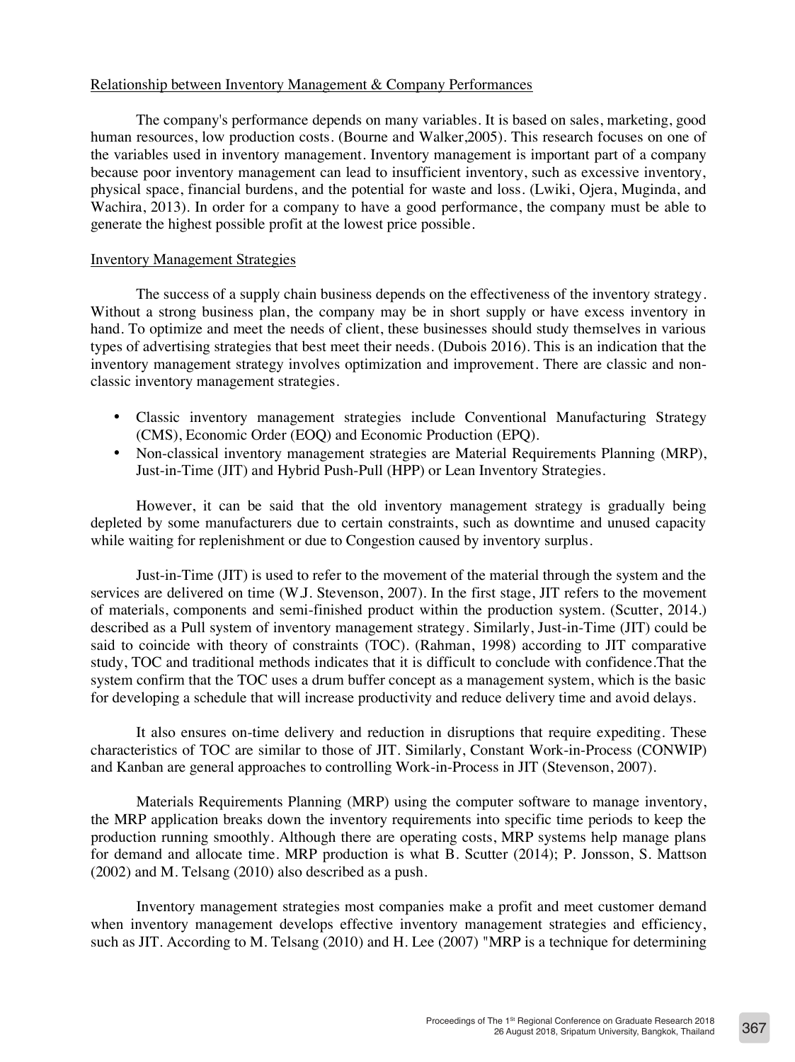Relationship between Inventory Management & Company Performances

The company's performance depends on many variables. It is based on sales, marketing, good human resources, low production costs. (Bourne and Walker,2005). This research focuses on one of the variables used in inventory management. Inventory management is important part of a company because poor inventory management can lead to insufficient inventory, such as excessive inventory, physical space, financial burdens, and the potential for waste and loss. (Lwiki, Ojera, Muginda, and Wachira, 2013). In order for a company to have a good performance, the company must be able to generate the highest possible profit at the lowest price possible.

Inventory Management Strategies

The success of a supply chain business depends on the effectiveness of the inventory strategy. Without a strong business plan, the company may be in short supply or have excess inventory in hand. To optimize and meet the needs of client, these businesses should study themselves in various types of advertising strategies that best meet their needs. (Dubois 2016). This is an indication that the inventory management strategy involves optimization and improvement. There are classic and non-classic inventory management strategies.

- Classic inventory management strategies include Conventional Manufacturing Strategy (CMS), Economic Order (EOQ) and Economic Production (EPQ).
- Non-classical inventory management strategies are Material Requirements Planning (MRP), Just-in-Time (JIT) and Hybrid Push-Pull (HPP) or Lean Inventory Strategies.

However, it can be said that the old inventory management strategy is gradually being depleted by some manufacturers due to certain constraints, such as downtime and unused capacity while waiting for replenishment or due to Congestion caused by inventory surplus.

Just-in-Time (JIT) is used to refer to the movement of the material through the system and the services are delivered on time (W.J. Stevenson, 2007). In the first stage, JIT refers to the movement of materials, components and semi-finished product within the production system. (Scutter, 2014.) described as a Pull system of inventory management strategy. Similarly, Just-in-Time (JIT) could be said to coincide with theory of constraints (TOC). (Rahman, 1998) according to JIT comparative study, TOC and traditional methods indicates that it is difficult to conclude with confidence.That the system confirm that the TOC uses a drum buffer concept as a management system, which is the basic for developing a schedule that will increase productivity and reduce delivery time and avoid delays.

It also ensures on-time delivery and reduction in disruptions that require expediting. These characteristics of TOC are similar to those of JIT. Similarly, Constant Work-in-Process (CONWIP) and Kanban are general approaches to controlling Work-in-Process in JIT (Stevenson, 2007).

Materials Requirements Planning (MRP) using the computer software to manage inventory, the MRP application breaks down the inventory requirements into specific time periods to keep the production running smoothly. Although there are operating costs, MRP systems help manage plans for demand and allocate time. MRP production is what B. Scutter (2014); P. Jonsson, S. Mattson (2002) and M. Telsang (2010) also described as a push.

Inventory management strategies most companies make a profit and meet customer demand when inventory management develops effective inventory management strategies and efficiency, such as JIT. According to M. Telsang (2010) and H. Lee (2007) "MRP is a technique for determining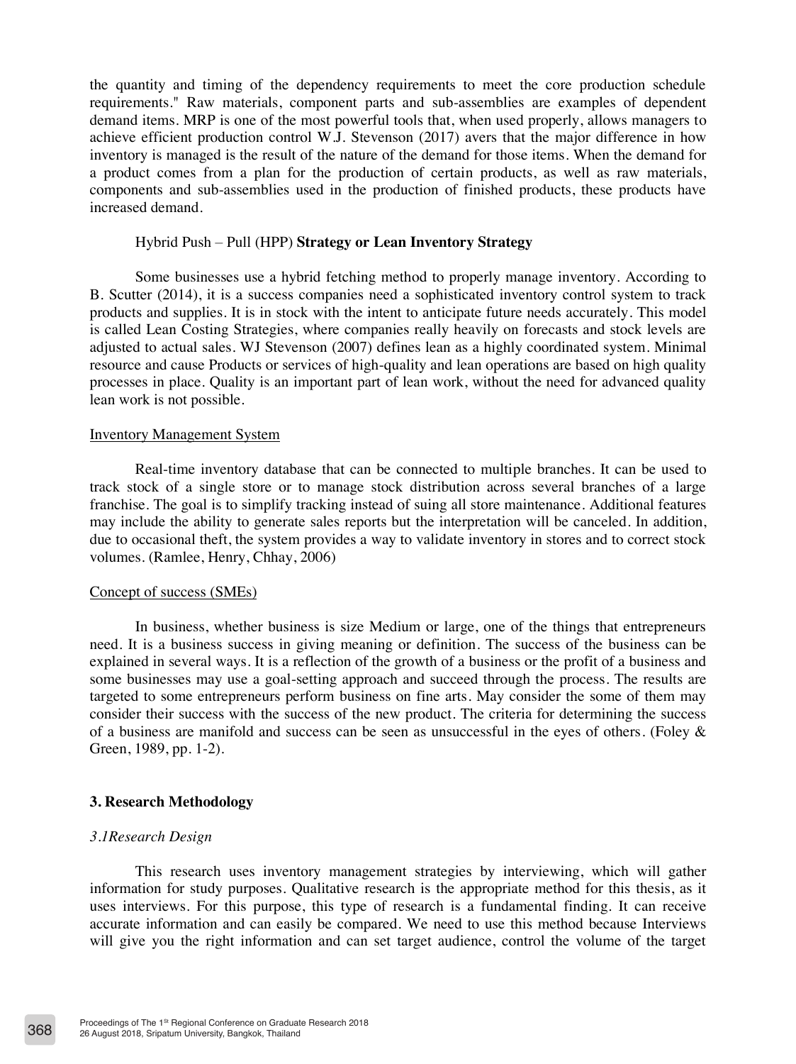the quantity and timing of the dependency requirements to meet the core production schedule requirements." Raw materials, component parts and sub-assemblies are examples of dependent demand items. MRP is one of the most powerful tools that, when used properly, allows managers to achieve efficient production control W.J. Stevenson (2017) avers that the major difference in how inventory is managed is the result of the nature of the demand for those items. When the demand for a product comes from a plan for the production of certain products, as well as raw materials, components and sub-assemblies used in the production of finished products, these products have increased demand.

Hybrid Push – Pull (HPP) **Strategy or Lean Inventory Strategy**

Some businesses use a hybrid fetching method to properly manage inventory. According to B. Scutter (2014), it is a success companies need a sophisticated inventory control system to track products and supplies. It is in stock with the intent to anticipate future needs accurately. This model is called Lean Costing Strategies, where companies really heavily on forecasts and stock levels are adjusted to actual sales. WJ Stevenson (2007) defines lean as a highly coordinated system. Minimal resource and cause Products or services of high-quality and lean operations are based on high quality processes in place. Quality is an important part of lean work, without the need for advanced quality lean work is not possible.

Inventory Management System

Real-time inventory database that can be connected to multiple branches. It can be used to track stock of a single store or to manage stock distribution across several branches of a large franchise. The goal is to simplify tracking instead of suing all store maintenance. Additional features may include the ability to generate sales reports but the interpretation will be canceled. In addition, due to occasional theft, the system provides a way to validate inventory in stores and to correct stock volumes. (Ramlee, Henry, Chhay, 2006)

Concept of success (SMEs)

In business, whether business is size Medium or large, one of the things that entrepreneurs need. It is a business success in giving meaning or definition. The success of the business can be explained in several ways. It is a reflection of the growth of a business or the profit of a business and some businesses may use a goal-setting approach and succeed through the process. The results are targeted to some entrepreneurs perform business on fine arts. May consider the some of them may consider their success with the success of the new product. The criteria for determining the success of a business are manifold and success can be seen as unsuccessful in the eyes of others. (Foley & Green, 1989, pp. 1-2).

## 3. Research Methodology

### *3.1Research Design*

This research uses inventory management strategies by interviewing, which will gather information for study purposes. Qualitative research is the appropriate method for this thesis, as it uses interviews. For this purpose, this type of research is a fundamental finding. It can receive accurate information and can easily be compared. We need to use this method because Interviews will give you the right information and can set target audience, control the volume of the target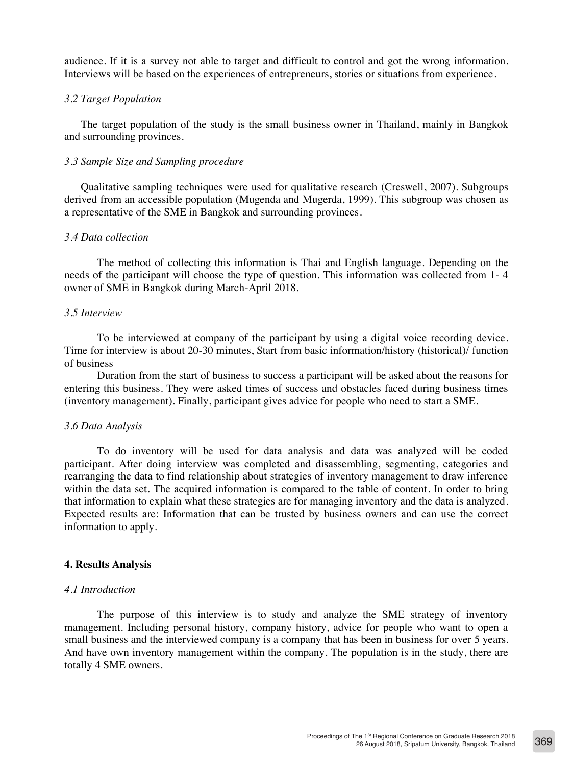audience. If it is a survey not able to target and difficult to control and got the wrong information. Interviews will be based on the experiences of entrepreneurs, stories or situations from experience.

### *3.2 Target Population*

The target population of the study is the small business owner in Thailand, mainly in Bangkok and surrounding provinces.

### *3.3 Sample Size and Sampling procedure*

Qualitative sampling techniques were used for qualitative research (Creswell, 2007). Subgroups derived from an accessible population (Mugenda and Mugerda, 1999). This subgroup was chosen as a representative of the SME in Bangkok and surrounding provinces.

### *3.4 Data collection*

The method of collecting this information is Thai and English language. Depending on the needs of the participant will choose the type of question. This information was collected from 1- 4 owner of SME in Bangkok during March-April 2018.

### *3.5 Interview*

To be interviewed at company of the participant by using a digital voice recording device. Time for interview is about 20-30 minutes, Start from basic information/history (historical)/ function of business

Duration from the start of business to success a participant will be asked about the reasons for entering this business. They were asked times of success and obstacles faced during business times (inventory management). Finally, participant gives advice for people who need to start a SME.

### *3.6 Data Analysis*

To do inventory will be used for data analysis and data was analyzed will be coded participant. After doing interview was completed and disassembling, segmenting, categories and rearranging the data to find relationship about strategies of inventory management to draw inference within the data set. The acquired information is compared to the table of content. In order to bring that information to explain what these strategies are for managing inventory and the data is analyzed. Expected results are: Information that can be trusted by business owners and can use the correct information to apply.

## **4. Results Analysis**

### *4.1 Introduction*

The purpose of this interview is to study and analyze the SME strategy of inventory management. Including personal history, company history, advice for people who want to open a small business and the interviewed company is a company that has been in business for over 5 years. And have own inventory management within the company. The population is in the study, there are totally 4 SME owners.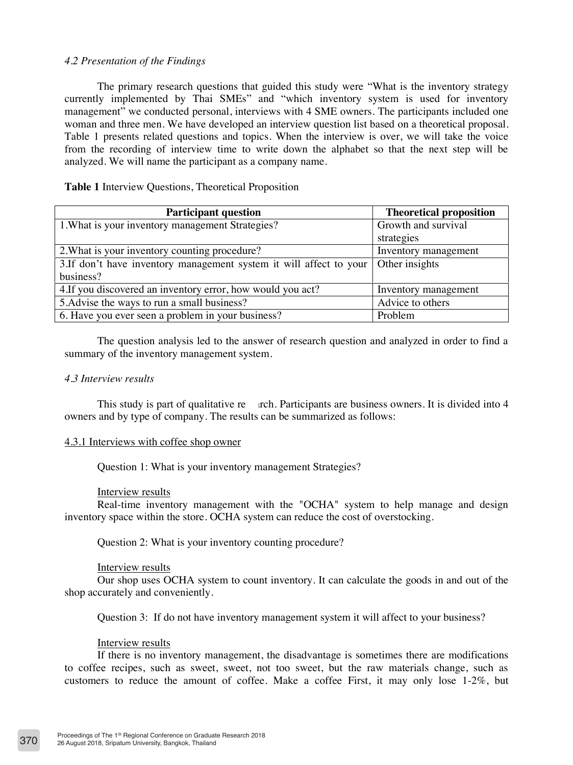*4.2 Presentation of the Findings*

The primary research questions that guided this study were "What is the inventory strategy currently implemented by Thai SMEs" and "which inventory system is used for inventory management" we conducted personal, interviews with 4 SME owners. The participants included one woman and three men. We have developed an interview question list based on a theoretical proposal. Table 1 presents related questions and topics. When the interview is over, we will take the voice from the recording of interview time to write down the alphabet so that the next step will be analyzed. We will name the participant as a company name.

**Table 1** Interview Questions, Theoretical Proposition

| Participant question | Theoretical proposition |
|---|---|
| 1.What is your inventory management Strategies? | Growth and survival strategies |
| 2.What is your inventory counting procedure? | Inventory management |
| 3.If don't have inventory management system it will affect to your business? | Other insights |
| 4.If you discovered an inventory error, how would you act? | Inventory management |
| 5.Advise the ways to run a small business? | Advice to others |
| 6. Have you ever seen a problem in your business? | Problem |

The question analysis led to the answer of research question and analyzed in order to find a summary of the inventory management system.

*4.3 Interview results*

This study is part of qualitative research. Participants are business owners. It is divided into 4 owners and by type of company. The results can be summarized as follows:

<u>4.3.1 Interviews with coffee shop owner</u>

Question 1: What is your inventory management Strategies?

<u>Interview results</u>

Real-time inventory management with the "OCHA" system to help manage and design inventory space within the store. OCHA system can reduce the cost of overstocking.

Question 2: What is your inventory counting procedure?

<u>Interview results</u>

Our shop uses OCHA system to count inventory. It can calculate the goods in and out of the shop accurately and conveniently.

Question 3: If do not have inventory management system it will affect to your business?

<u>Interview results</u>

If there is no inventory management, the disadvantage is sometimes there are modifications to coffee recipes, such as sweet, sweet, not too sweet, but the raw materials change, such as customers to reduce the amount of coffee. Make a coffee First, it may only lose 1-2%, but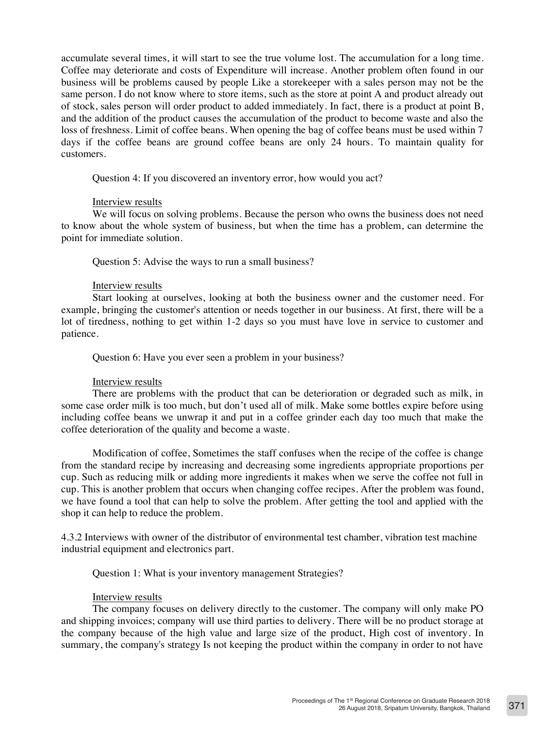accumulate several times, it will start to see the true volume lost. The accumulation for a long time. Coffee may deteriorate and costs of Expenditure will increase. Another problem often found in our business will be problems caused by people Like a storekeeper with a sales person may not be the same person. I do not know where to store items, such as the store at point A and product already out of stock, sales person will order product to added immediately. In fact, there is a product at point B, and the addition of the product causes the accumulation of the product to become waste and also the loss of freshness. Limit of coffee beans. When opening the bag of coffee beans must be used within 7 days if the coffee beans are ground coffee beans are only 24 hours. To maintain quality for customers.

Question 4: If you discovered an inventory error, how would you act?

Interview results

We will focus on solving problems. Because the person who owns the business does not need to know about the whole system of business, but when the time has a problem, can determine the point for immediate solution.

Question 5: Advise the ways to run a small business?

Interview results

Start looking at ourselves, looking at both the business owner and the customer need. For example, bringing the customer's attention or needs together in our business. At first, there will be a lot of tiredness, nothing to get within 1-2 days so you must have love in service to customer and patience.

Question 6: Have you ever seen a problem in your business?

Interview results

There are problems with the product that can be deterioration or degraded such as milk, in some case order milk is too much, but don't used all of milk. Make some bottles expire before using including coffee beans we unwrap it and put in a coffee grinder each day too much that make the coffee deterioration of the quality and become a waste.

Modification of coffee, Sometimes the staff confuses when the recipe of the coffee is change from the standard recipe by increasing and decreasing some ingredients appropriate proportions per cup. Such as reducing milk or adding more ingredients it makes when we serve the coffee not full in cup. This is another problem that occurs when changing coffee recipes. After the problem was found, we have found a tool that can help to solve the problem. After getting the tool and applied with the shop it can help to reduce the problem.

4.3.2 Interviews with owner of the distributor of environmental test chamber, vibration test machine industrial equipment and electronics part.

Question 1: What is your inventory management Strategies?

Interview results

The company focuses on delivery directly to the customer. The company will only make PO and shipping invoices; company will use third parties to delivery. There will be no product storage at the company because of the high value and large size of the product, High cost of inventory. In summary, the company's strategy Is not keeping the product within the company in order to not have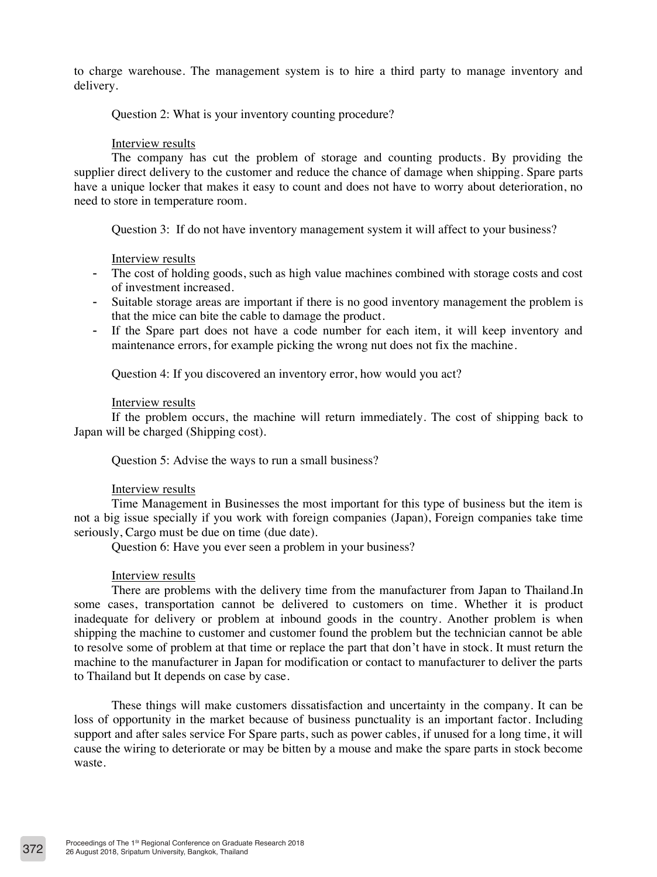to charge warehouse. The management system is to hire a third party to manage inventory and delivery.

Question 2: What is your inventory counting procedure?

Interview results

The company has cut the problem of storage and counting products. By providing the supplier direct delivery to the customer and reduce the chance of damage when shipping. Spare parts have a unique locker that makes it easy to count and does not have to worry about deterioration, no need to store in temperature room.

Question 3: If do not have inventory management system it will affect to your business?

Interview results

- The cost of holding goods, such as high value machines combined with storage costs and cost of investment increased.
- Suitable storage areas are important if there is no good inventory management the problem is that the mice can bite the cable to damage the product.
- If the Spare part does not have a code number for each item, it will keep inventory and maintenance errors, for example picking the wrong nut does not fix the machine.

Question 4: If you discovered an inventory error, how would you act?

Interview results

If the problem occurs, the machine will return immediately. The cost of shipping back to Japan will be charged (Shipping cost).

Question 5: Advise the ways to run a small business?

Interview results

Time Management in Businesses the most important for this type of business but the item is not a big issue specially if you work with foreign companies (Japan), Foreign companies take time seriously, Cargo must be due on time (due date).

Question 6: Have you ever seen a problem in your business?

Interview results

There are problems with the delivery time from the manufacturer from Japan to Thailand.In some cases, transportation cannot be delivered to customers on time. Whether it is product inadequate for delivery or problem at inbound goods in the country. Another problem is when shipping the machine to customer and customer found the problem but the technician cannot be able to resolve some of problem at that time or replace the part that don't have in stock. It must return the machine to the manufacturer in Japan for modification or contact to manufacturer to deliver the parts to Thailand but It depends on case by case.

These things will make customers dissatisfaction and uncertainty in the company. It can be loss of opportunity in the market because of business punctuality is an important factor. Including support and after sales service For Spare parts, such as power cables, if unused for a long time, it will cause the wiring to deteriorate or may be bitten by a mouse and make the spare parts in stock become waste.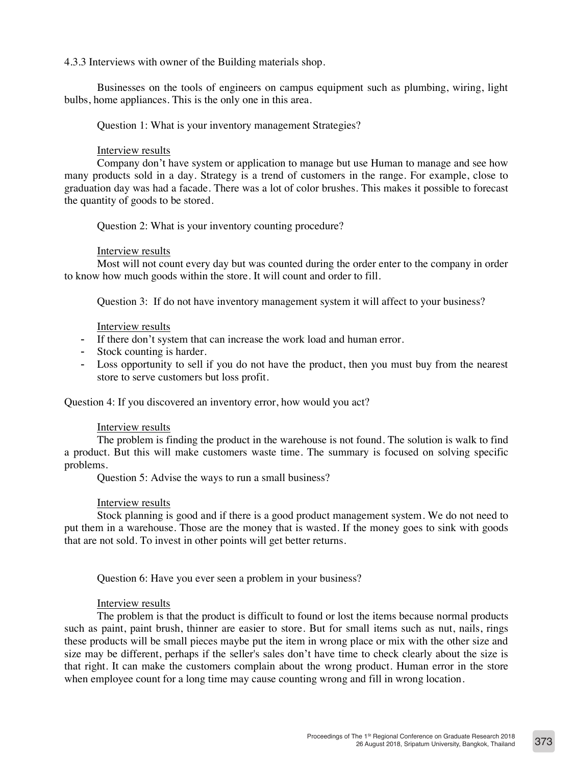4.3.3 Interviews with owner of the Building materials shop.

Businesses on the tools of engineers on campus equipment such as plumbing, wiring, light bulbs, home appliances. This is the only one in this area.

Question 1: What is your inventory management Strategies?

<u>Interview results</u>

Company don't have system or application to manage but use Human to manage and see how many products sold in a day. Strategy is a trend of customers in the range. For example, close to graduation day was had a facade. There was a lot of color brushes. This makes it possible to forecast the quantity of goods to be stored.

Question 2: What is your inventory counting procedure?

<u>Interview results</u>

Most will not count every day but was counted during the order enter to the company in order to know how much goods within the store. It will count and order to fill.

Question 3: If do not have inventory management system it will affect to your business?

<u>Interview results</u>

- If there don't system that can increase the work load and human error.
- Stock counting is harder.
- Loss opportunity to sell if you do not have the product, then you must buy from the nearest store to serve customers but loss profit.

Question 4: If you discovered an inventory error, how would you act?

<u>Interview results</u>

The problem is finding the product in the warehouse is not found. The solution is walk to find a product. But this will make customers waste time. The summary is focused on solving specific problems.

Question 5: Advise the ways to run a small business?

<u>Interview results</u>

Stock planning is good and if there is a good product management system. We do not need to put them in a warehouse. Those are the money that is wasted. If the money goes to sink with goods that are not sold. To invest in other points will get better returns.

Question 6: Have you ever seen a problem in your business?

<u>Interview results</u>

The problem is that the product is difficult to found or lost the items because normal products such as paint, paint brush, thinner are easier to store. But for small items such as nut, nails, rings these products will be small pieces maybe put the item in wrong place or mix with the other size and size may be different, perhaps if the seller's sales don't have time to check clearly about the size is that right. It can make the customers complain about the wrong product. Human error in the store when employee count for a long time may cause counting wrong and fill in wrong location.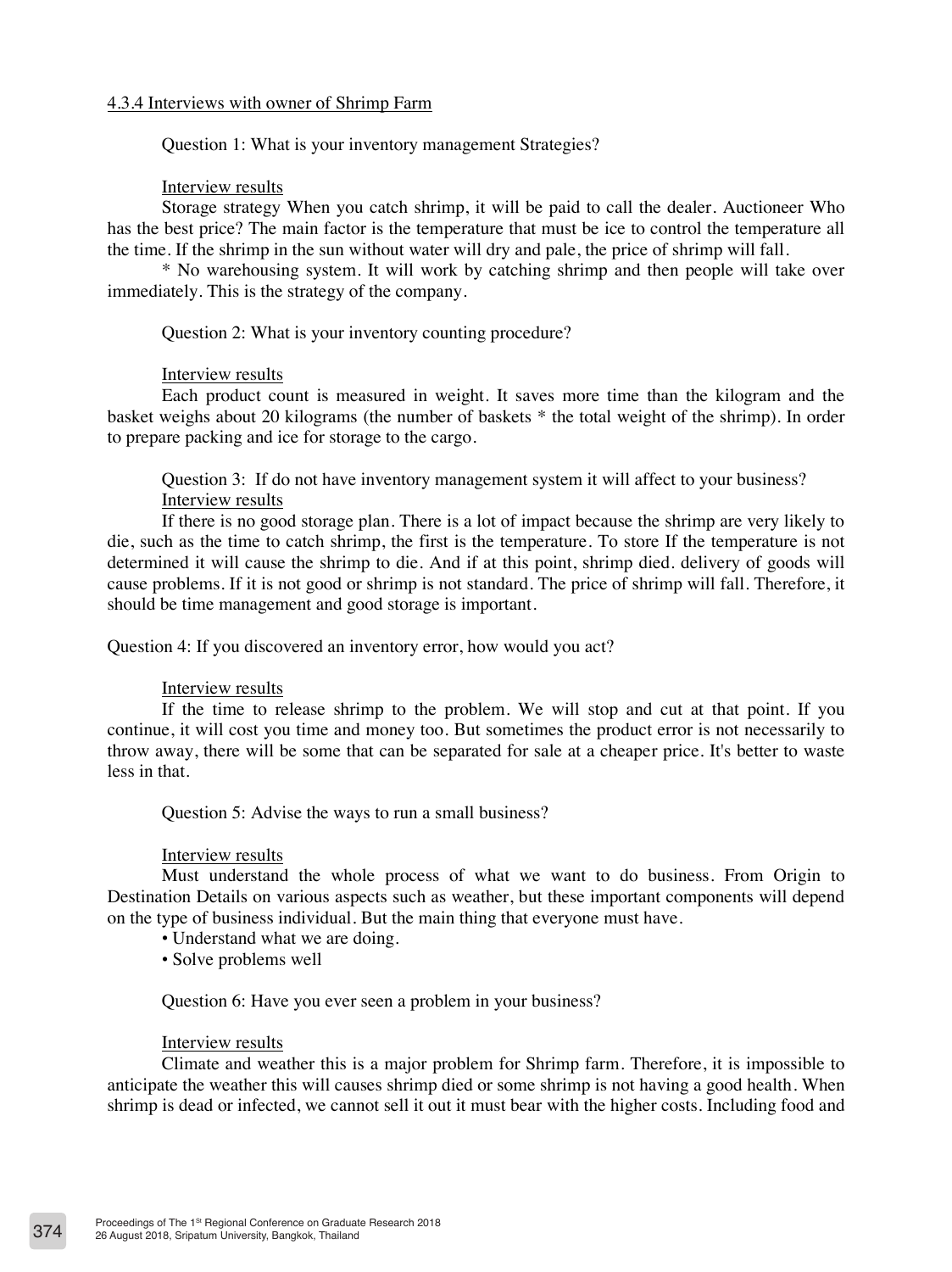4.3.4 Interviews with owner of Shrimp Farm

Question 1: What is your inventory management Strategies?

Interview results

Storage strategy When you catch shrimp, it will be paid to call the dealer. Auctioneer Who has the best price? The main factor is the temperature that must be ice to control the temperature all the time. If the shrimp in the sun without water will dry and pale, the price of shrimp will fall.

* No warehousing system. It will work by catching shrimp and then people will take over immediately. This is the strategy of the company.

Question 2: What is your inventory counting procedure?

Interview results

Each product count is measured in weight. It saves more time than the kilogram and the basket weighs about 20 kilograms (the number of baskets * the total weight of the shrimp). In order to prepare packing and ice for storage to the cargo.

Question 3: If do not have inventory management system it will affect to your business?

Interview results

If there is no good storage plan. There is a lot of impact because the shrimp are very likely to die, such as the time to catch shrimp, the first is the temperature. To store If the temperature is not determined it will cause the shrimp to die. And if at this point, shrimp died. delivery of goods will cause problems. If it is not good or shrimp is not standard. The price of shrimp will fall. Therefore, it should be time management and good storage is important.

Question 4: If you discovered an inventory error, how would you act?

Interview results

If the time to release shrimp to the problem. We will stop and cut at that point. If you continue, it will cost you time and money too. But sometimes the product error is not necessarily to throw away, there will be some that can be separated for sale at a cheaper price. It's better to waste less in that.

Question 5: Advise the ways to run a small business?

Interview results

Must understand the whole process of what we want to do business. From Origin to Destination Details on various aspects such as weather, but these important components will depend on the type of business individual. But the main thing that everyone must have.

- Understand what we are doing.
- Solve problems well

Question 6: Have you ever seen a problem in your business?

Interview results

Climate and weather this is a major problem for Shrimp farm. Therefore, it is impossible to anticipate the weather this will causes shrimp died or some shrimp is not having a good health. When shrimp is dead or infected, we cannot sell it out it must bear with the higher costs. Including food and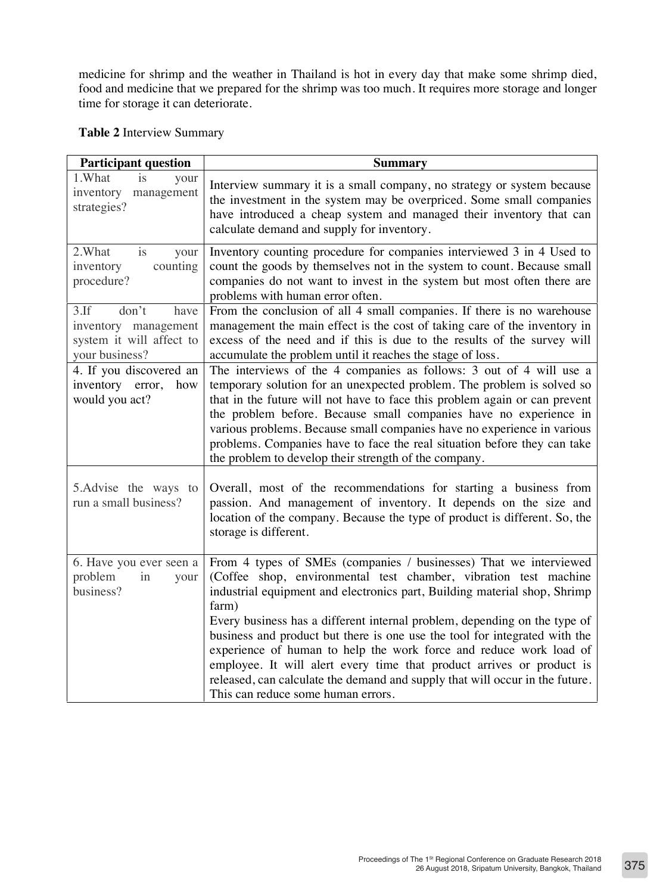medicine for shrimp and the weather in Thailand is hot in every day that make some shrimp died, food and medicine that we prepared for the shrimp was too much. It requires more storage and longer time for storage it can deteriorate.

**Table 2** Interview Summary

| Participant question | Summary |
|---|---|
| 1.What is your inventory management strategies? | Interview summary it is a small company, no strategy or system because the investment in the system may be overpriced. Some small companies have introduced a cheap system and managed their inventory that can calculate demand and supply for inventory. |
| 2.What is your inventory counting procedure? | Inventory counting procedure for companies interviewed 3 in 4 Used to count the goods by themselves not in the system to count. Because small companies do not want to invest in the system but most often there are problems with human error often. |
| 3.If don't have inventory management system it will affect to your business? | From the conclusion of all 4 small companies. If there is no warehouse management the main effect is the cost of taking care of the inventory in excess of the need and if this is due to the results of the survey will accumulate the problem until it reaches the stage of loss. |
| 4. If you discovered an inventory error, how would you act? | The interviews of the 4 companies as follows: 3 out of 4 will use a temporary solution for an unexpected problem. The problem is solved so that in the future will not have to face this problem again or can prevent the problem before. Because small companies have no experience in various problems. Because small companies have no experience in various problems. Companies have to face the real situation before they can take the problem to develop their strength of the company. |
| 5.Advise the ways to run a small business? | Overall, most of the recommendations for starting a business from passion. And management of inventory. It depends on the size and location of the company. Because the type of product is different. So, the storage is different. |
| 6. Have you ever seen a problem in your business? | From 4 types of SMEs (companies / businesses) That we interviewed (Coffee shop, environmental test chamber, vibration test machine industrial equipment and electronics part, Building material shop, Shrimp farm)<br>Every business has a different internal problem, depending on the type of business and product but there is one use the tool for integrated with the experience of human to help the work force and reduce work load of employee. It will alert every time that product arrives or product is released, can calculate the demand and supply that will occur in the future. This can reduce some human errors. |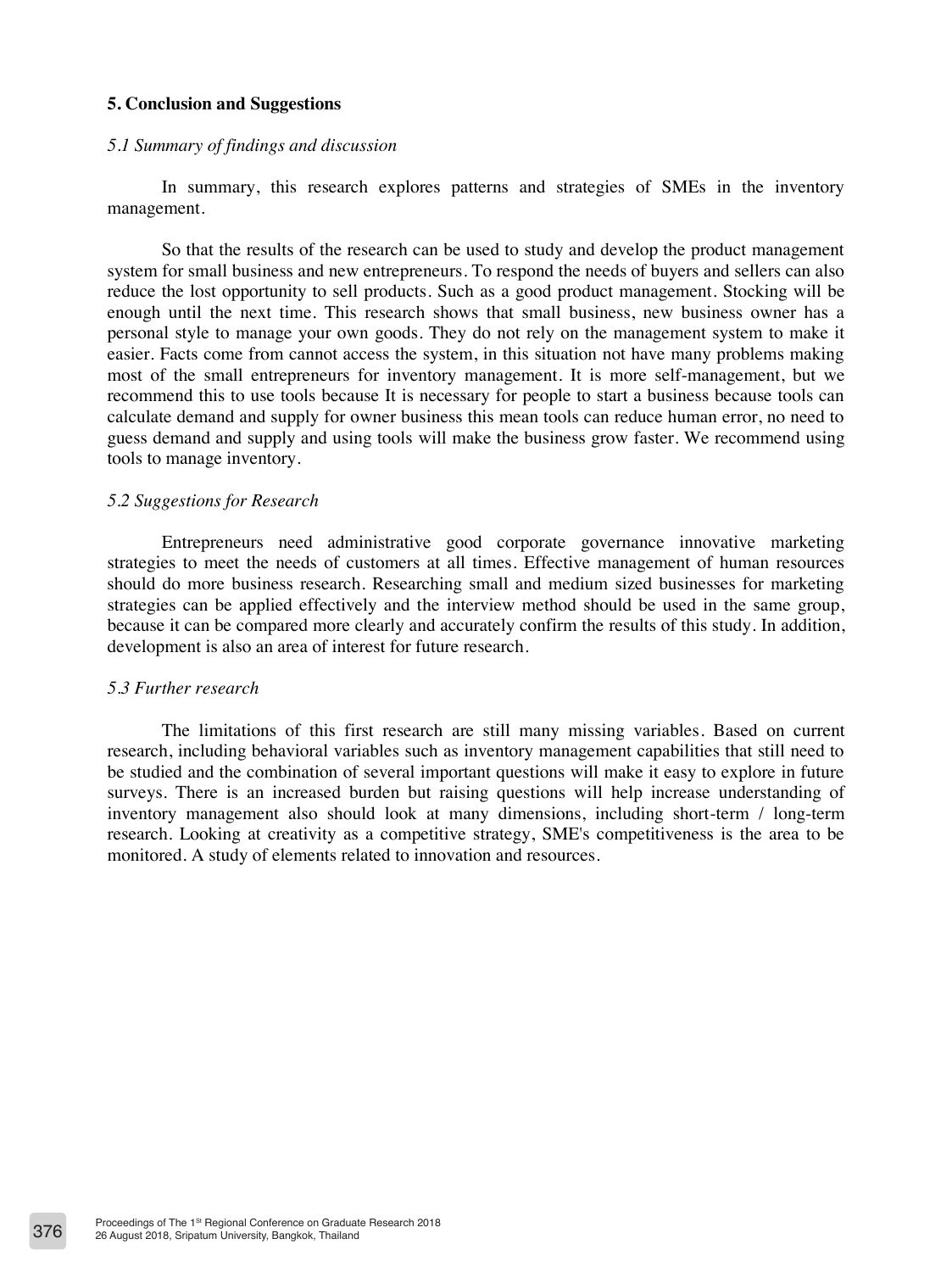## 5. Conclusion and Suggestions

### *5.1 Summary of findings and discussion*

In summary, this research explores patterns and strategies of SMEs in the inventory management.

So that the results of the research can be used to study and develop the product management system for small business and new entrepreneurs. To respond the needs of buyers and sellers can also reduce the lost opportunity to sell products. Such as a good product management. Stocking will be enough until the next time. This research shows that small business, new business owner has a personal style to manage your own goods. They do not rely on the management system to make it easier. Facts come from cannot access the system, in this situation not have many problems making most of the small entrepreneurs for inventory management. It is more self-management, but we recommend this to use tools because It is necessary for people to start a business because tools can calculate demand and supply for owner business this mean tools can reduce human error, no need to guess demand and supply and using tools will make the business grow faster. We recommend using tools to manage inventory.

### *5.2 Suggestions for Research*

Entrepreneurs need administrative good corporate governance innovative marketing strategies to meet the needs of customers at all times. Effective management of human resources should do more business research. Researching small and medium sized businesses for marketing strategies can be applied effectively and the interview method should be used in the same group, because it can be compared more clearly and accurately confirm the results of this study. In addition, development is also an area of interest for future research.

### *5.3 Further research*

The limitations of this first research are still many missing variables. Based on current research, including behavioral variables such as inventory management capabilities that still need to be studied and the combination of several important questions will make it easy to explore in future surveys. There is an increased burden but raising questions will help increase understanding of inventory management also should look at many dimensions, including short-term / long-term research. Looking at creativity as a competitive strategy, SME's competitiveness is the area to be monitored. A study of elements related to innovation and resources.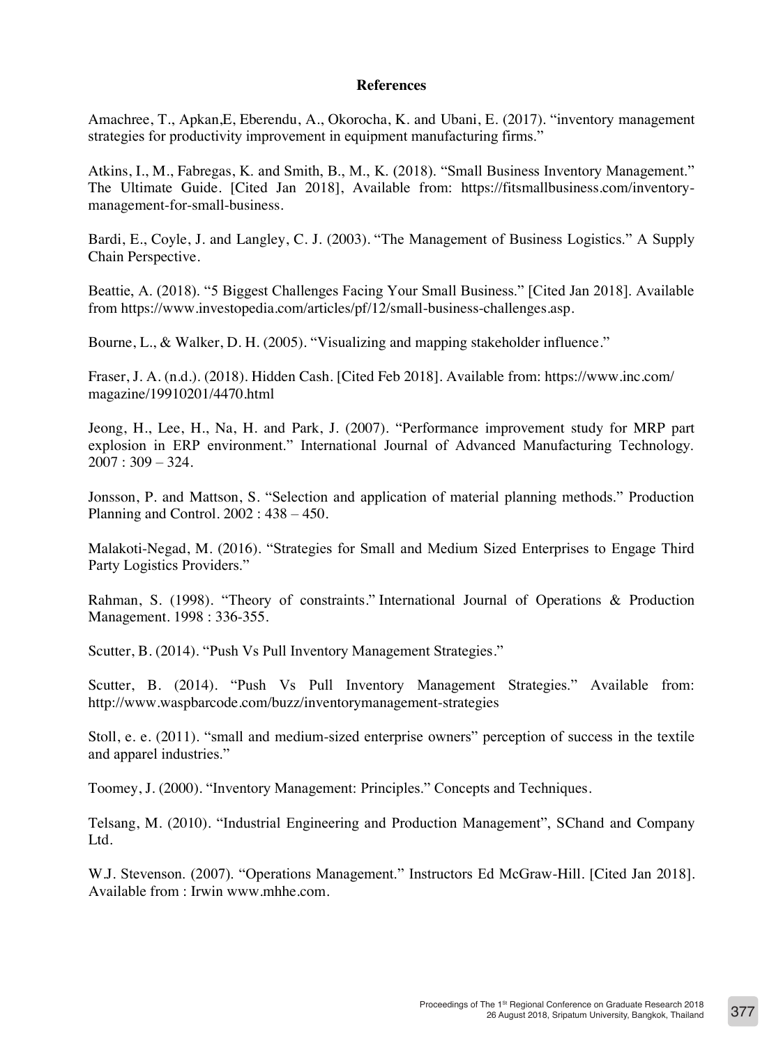## References

Amachree, T., Apkan,E, Eberendu, A., Okorocha, K. and Ubani, E. (2017). "inventory management strategies for productivity improvement in equipment manufacturing firms."

Atkins, I., M., Fabregas, K. and Smith, B., M., K. (2018). "Small Business Inventory Management." The Ultimate Guide. [Cited Jan 2018], Available from: https://fitsmallbusiness.com/inventory-management-for-small-business.

Bardi, E., Coyle, J. and Langley, C. J. (2003). "The Management of Business Logistics." A Supply Chain Perspective.

Beattie, A. (2018). "5 Biggest Challenges Facing Your Small Business." [Cited Jan 2018]. Available from https://www.investopedia.com/articles/pf/12/small-business-challenges.asp.

Bourne, L., & Walker, D. H. (2005). "Visualizing and mapping stakeholder influence."

Fraser, J. A. (n.d.). (2018). Hidden Cash. [Cited Feb 2018]. Available from: https://www.inc.com/magazine/19910201/4470.html

Jeong, H., Lee, H., Na, H. and Park, J. (2007). "Performance improvement study for MRP part explosion in ERP environment." International Journal of Advanced Manufacturing Technology. 2007 : 309 – 324.

Jonsson, P. and Mattson, S. "Selection and application of material planning methods." Production Planning and Control. 2002 : 438 – 450.

Malakoti-Negad, M. (2016). "Strategies for Small and Medium Sized Enterprises to Engage Third Party Logistics Providers."

Rahman, S. (1998). "Theory of constraints." International Journal of Operations & Production Management. 1998 : 336-355.

Scutter, B. (2014). "Push Vs Pull Inventory Management Strategies."

Scutter, B. (2014). "Push Vs Pull Inventory Management Strategies." Available from: http://www.waspbarcode.com/buzz/inventorymanagement-strategies

Stoll, e. e. (2011). "small and medium-sized enterprise owners" perception of success in the textile and apparel industries."

Toomey, J. (2000). "Inventory Management: Principles." Concepts and Techniques.

Telsang, M. (2010). "Industrial Engineering and Production Management", SChand and Company Ltd.

W.J. Stevenson. (2007). "Operations Management." Instructors Ed McGraw-Hill. [Cited Jan 2018]. Available from : Irwin www.mhhe.com.